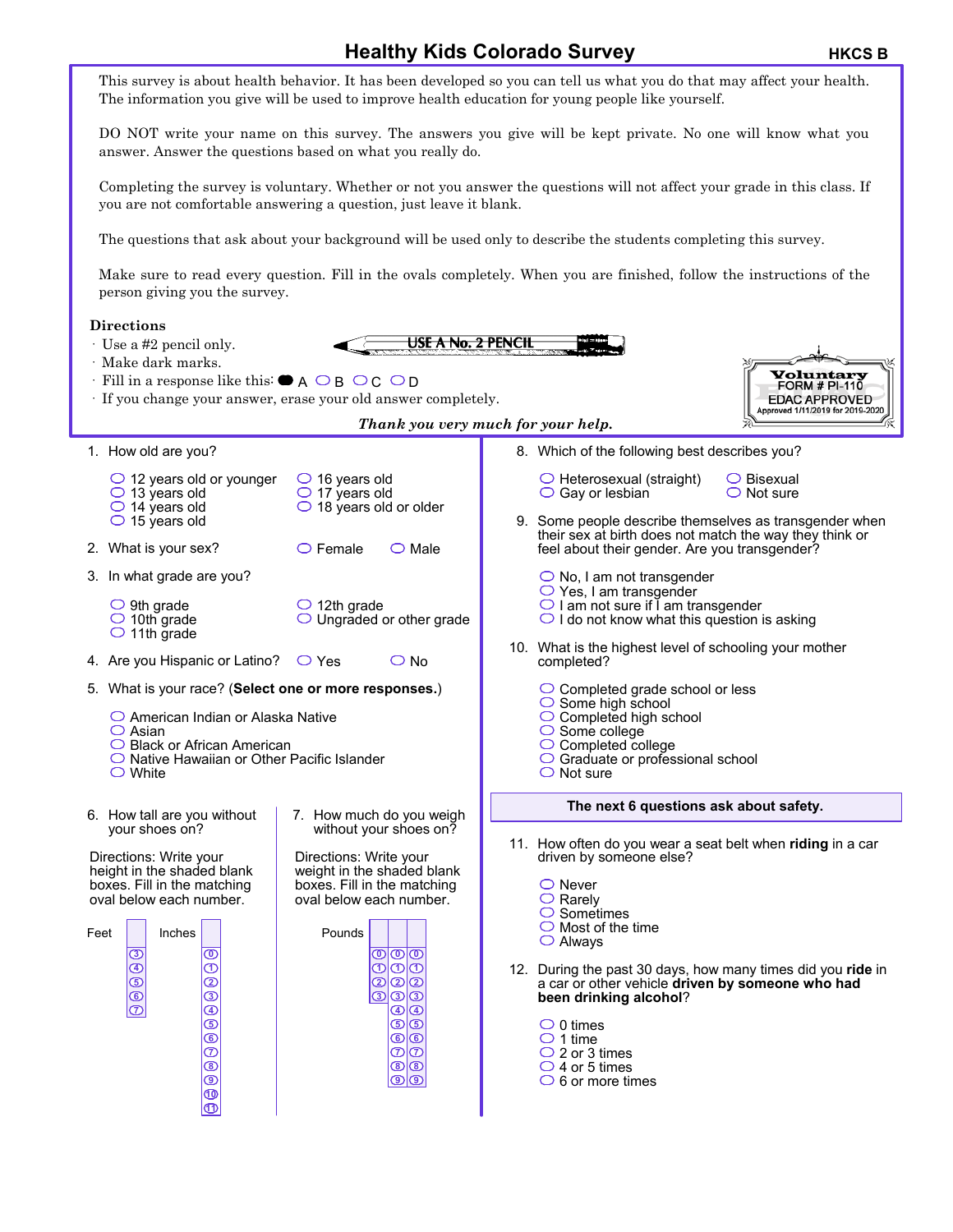# Healthy Kids Colorado Survey

HKCS B

This survey is about health behavior. It has been developed so you can tell us what you do that may affect your health. The information you give will be used to improve health education for young people like yourself.

DO NOT write your name on this survey. The answers you give will be kept private. No one will know what you answer. Answer the questions based on what you really do.

Completing the survey is voluntary. Whether or not you answer the questions will not affect your grade in this class. If you are not comfortable answering a question, just leave it blank.

The questions that ask about your background will be used only to describe the students completing this survey.

Make sure to read every question. Fill in the ovals completely. When you are finished, follow the instructions of the person giving you the survey.

**Directions**

- Use a #2 pencil only.
- Make dark marks.
- Fill in a response like this: ● A ○ B ○ C ○ D
- If you change your answer, erase your old answer completely.

USE A No. 2 PENCIL

Voluntary FORM # PI-110 EDAC APPROVED Approved 1/11/2019 for 2019-2020

*Thank you very much for your help.*

1. How old are you?
   - ○ 12 years old or younger
   - ○ 13 years old
   - ○ 14 years old
   - ○ 15 years old
   - ○ 16 years old
   - ○ 17 years old
   - ○ 18 years old or older

2. What is your sex? ○ Female ○ Male

3. In what grade are you?
   - ○ 9th grade
   - ○ 10th grade
   - ○ 11th grade
   - ○ 12th grade
   - ○ Ungraded or other grade

4. Are you Hispanic or Latino? ○ Yes ○ No

5. What is your race? (**Select one or more responses.**)
   - ○ American Indian or Alaska Native
   - ○ Asian
   - ○ Black or African American
   - ○ Native Hawaiian or Other Pacific Islander
   - ○ White

6. How tall are you without your shoes on?

   Directions: Write your height in the shaded blank boxes. Fill in the matching oval below each number.

   Feet: ③ ④ ⑤ ⑥ ⑦

   Inches: ⓪ ① ② ③ ④ ⑤ ⑥ ⑦ ⑧ ⑨ ⑩ ⑪

7. How much do you weigh without your shoes on?

   Directions: Write your weight in the shaded blank boxes. Fill in the matching oval below each number.

   Pounds: ⓪ ① ② ③ | ⓪ ① ② ③ ④ ⑤ ⑥ ⑦ ⑧ ⑨ | ⓪ ① ② ③ ④ ⑤ ⑥ ⑦ ⑧ ⑨

8. Which of the following best describes you?
   - ○ Heterosexual (straight)
   - ○ Gay or lesbian
   - ○ Bisexual
   - ○ Not sure

9. Some people describe themselves as transgender when their sex at birth does not match the way they think or feel about their gender. Are you transgender?
   - ○ No, I am not transgender
   - ○ Yes, I am transgender
   - ○ I am not sure if I am transgender
   - ○ I do not know what this question is asking

10. What is the highest level of schooling your mother completed?
    - ○ Completed grade school or less
    - ○ Some high school
    - ○ Completed high school
    - ○ Some college
    - ○ Completed college
    - ○ Graduate or professional school
    - ○ Not sure

**The next 6 questions ask about safety.**

11. How often do you wear a seat belt when **riding** in a car driven by someone else?
    - ○ Never
    - ○ Rarely
    - ○ Sometimes
    - ○ Most of the time
    - ○ Always

12. During the past 30 days, how many times did you **ride** in a car or other vehicle **driven by someone who had been drinking alcohol**?
    - ○ 0 times
    - ○ 1 time
    - ○ 2 or 3 times
    - ○ 4 or 5 times
    - ○ 6 or more times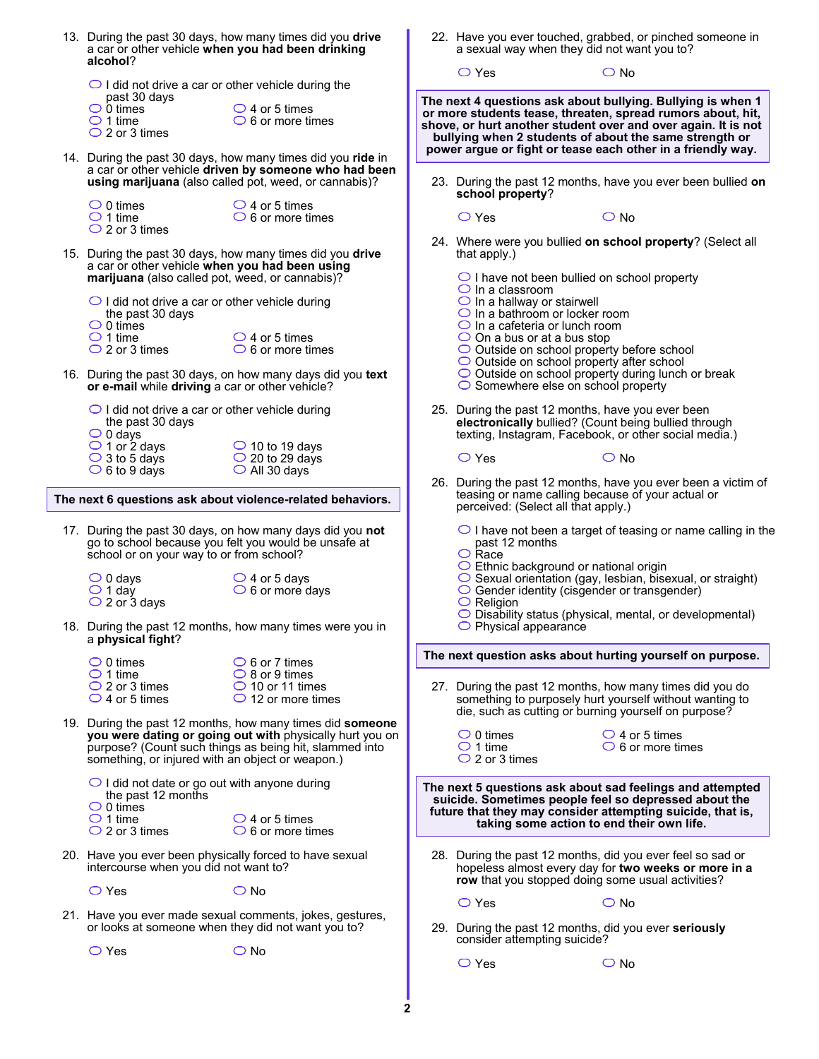13. During the past 30 days, how many times did you **drive** a car or other vehicle **when you had been drinking alcohol**?

- ○ I did not drive a car or other vehicle during the past 30 days
- ○ 0 times
- ○ 1 time
- ○ 2 or 3 times
- ○ 4 or 5 times
- ○ 6 or more times

14. During the past 30 days, how many times did you **ride** in a car or other vehicle **driven by someone who had been using marijuana** (also called pot, weed, or cannabis)?

- ○ 0 times
- ○ 1 time
- ○ 2 or 3 times
- ○ 4 or 5 times
- ○ 6 or more times

15. During the past 30 days, how many times did you **drive** a car or other vehicle **when you had been using marijuana** (also called pot, weed, or cannabis)?

- ○ I did not drive a car or other vehicle during the past 30 days
- ○ 0 times
- ○ 1 time
- ○ 2 or 3 times
- ○ 4 or 5 times
- ○ 6 or more times

16. During the past 30 days, on how many days did you **text or e-mail** while **driving** a car or other vehicle?

- ○ I did not drive a car or other vehicle during the past 30 days
- ○ 0 days
- ○ 1 or 2 days
- ○ 3 to 5 days
- ○ 6 to 9 days
- ○ 10 to 19 days
- ○ 20 to 29 days
- ○ All 30 days

**The next 6 questions ask about violence-related behaviors.**

17. During the past 30 days, on how many days did you **not** go to school because you felt you would be unsafe at school or on your way to or from school?

- ○ 0 days
- ○ 1 day
- ○ 2 or 3 days
- ○ 4 or 5 days
- ○ 6 or more days

18. During the past 12 months, how many times were you in a **physical fight**?

- ○ 0 times
- ○ 1 time
- ○ 2 or 3 times
- ○ 4 or 5 times
- ○ 6 or 7 times
- ○ 8 or 9 times
- ○ 10 or 11 times
- ○ 12 or more times

19. During the past 12 months, how many times did **someone you were dating or going out with** physically hurt you on purpose? (Count such things as being hit, slammed into something, or injured with an object or weapon.)

- ○ I did not date or go out with anyone during the past 12 months
- ○ 0 times
- ○ 1 time
- ○ 2 or 3 times
- ○ 4 or 5 times
- ○ 6 or more times

20. Have you ever been physically forced to have sexual intercourse when you did not want to?

- ○ Yes
- ○ No

21. Have you ever made sexual comments, jokes, gestures, or looks at someone when they did not want you to?

- ○ Yes
- ○ No

22. Have you ever touched, grabbed, or pinched someone in a sexual way when they did not want you to?

- ○ Yes
- ○ No

**The next 4 questions ask about bullying. Bullying is when 1 or more students tease, threaten, spread rumors about, hit, shove, or hurt another student over and over again. It is not bullying when 2 students of about the same strength or power argue or fight or tease each other in a friendly way.**

23. During the past 12 months, have you ever been bullied **on school property**?

- ○ Yes
- ○ No

24. Where were you bullied **on school property**? (Select all that apply.)

- ○ I have not been bullied on school property
- ○ In a classroom
- ○ In a hallway or stairwell
- ○ In a bathroom or locker room
- ○ In a cafeteria or lunch room
- ○ On a bus or at a bus stop
- ○ Outside on school property before school
- ○ Outside on school property after school
- ○ Outside on school property during lunch or break
- ○ Somewhere else on school property

25. During the past 12 months, have you ever been **electronically** bullied? (Count being bullied through texting, Instagram, Facebook, or other social media.)

- ○ Yes
- ○ No

26. During the past 12 months, have you ever been a victim of teasing or name calling because of your actual or perceived: (Select all that apply.)

- ○ I have not been a target of teasing or name calling in the past 12 months
- ○ Race
- ○ Ethnic background or national origin
- ○ Sexual orientation (gay, lesbian, bisexual, or straight)
- ○ Gender identity (cisgender or transgender)
- ○ Religion
- ○ Disability status (physical, mental, or developmental)
- ○ Physical appearance

**The next question asks about hurting yourself on purpose.**

27. During the past 12 months, how many times did you do something to purposely hurt yourself without wanting to die, such as cutting or burning yourself on purpose?

- ○ 0 times
- ○ 1 time
- ○ 2 or 3 times
- ○ 4 or 5 times
- ○ 6 or more times

**The next 5 questions ask about sad feelings and attempted suicide. Sometimes people feel so depressed about the future that they may consider attempting suicide, that is, taking some action to end their own life.**

28. During the past 12 months, did you ever feel so sad or hopeless almost every day for **two weeks or more in a row** that you stopped doing some usual activities?

- ○ Yes
- ○ No

29. During the past 12 months, did you ever **seriously** consider attempting suicide?

- ○ Yes
- ○ No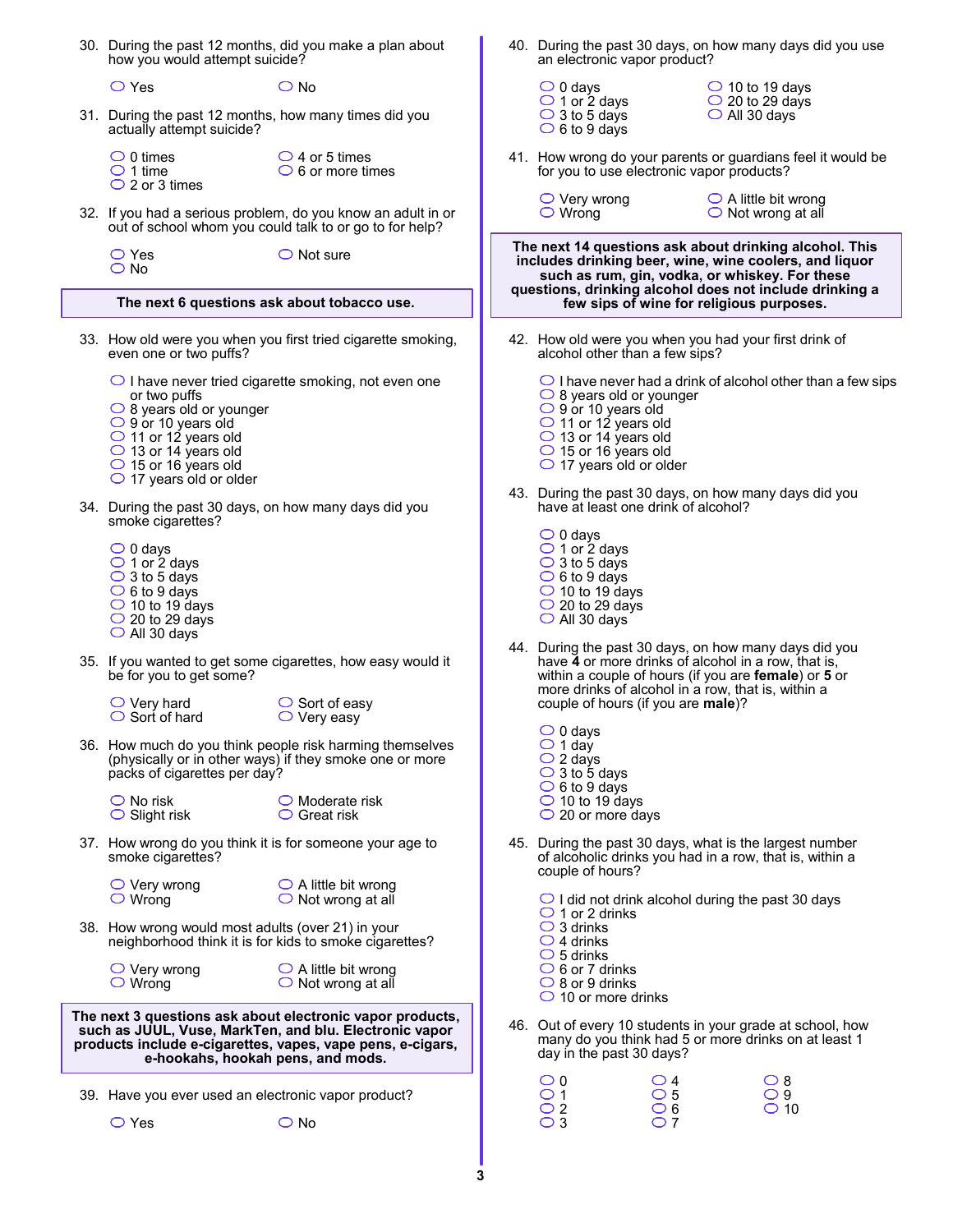30. During the past 12 months, did you make a plan about how you would attempt suicide?

- Yes
- No

31. During the past 12 months, how many times did you actually attempt suicide?

- 0 times
- 1 time
- 2 or 3 times
- 4 or 5 times
- 6 or more times

32. If you had a serious problem, do you know an adult in or out of school whom you could talk to or go to for help?

- Yes
- No
- Not sure

**The next 6 questions ask about tobacco use.**

33. How old were you when you first tried cigarette smoking, even one or two puffs?

- I have never tried cigarette smoking, not even one or two puffs
- 8 years old or younger
- 9 or 10 years old
- 11 or 12 years old
- 13 or 14 years old
- 15 or 16 years old
- 17 years old or older

34. During the past 30 days, on how many days did you smoke cigarettes?

- 0 days
- 1 or 2 days
- 3 to 5 days
- 6 to 9 days
- 10 to 19 days
- 20 to 29 days
- All 30 days

35. If you wanted to get some cigarettes, how easy would it be for you to get some?

- Very hard
- Sort of hard
- Sort of easy
- Very easy

36. How much do you think people risk harming themselves (physically or in other ways) if they smoke one or more packs of cigarettes per day?

- No risk
- Slight risk
- Moderate risk
- Great risk

37. How wrong do you think it is for someone your age to smoke cigarettes?

- Very wrong
- Wrong
- A little bit wrong
- Not wrong at all

38. How wrong would most adults (over 21) in your neighborhood think it is for kids to smoke cigarettes?

- Very wrong
- Wrong
- A little bit wrong
- Not wrong at all

**The next 3 questions ask about electronic vapor products, such as JUUL, Vuse, MarkTen, and blu. Electronic vapor products include e-cigarettes, vapes, vape pens, e-cigars, e-hookahs, hookah pens, and mods.**

39. Have you ever used an electronic vapor product?

- Yes
- No

40. During the past 30 days, on how many days did you use an electronic vapor product?

- 0 days
- 1 or 2 days
- 3 to 5 days
- 6 to 9 days
- 10 to 19 days
- 20 to 29 days
- All 30 days

41. How wrong do your parents or guardians feel it would be for you to use electronic vapor products?

- Very wrong
- Wrong
- A little bit wrong
- Not wrong at all

**The next 14 questions ask about drinking alcohol. This includes drinking beer, wine, wine coolers, and liquor such as rum, gin, vodka, or whiskey. For these questions, drinking alcohol does not include drinking a few sips of wine for religious purposes.**

42. How old were you when you had your first drink of alcohol other than a few sips?

- I have never had a drink of alcohol other than a few sips
- 8 years old or younger
- 9 or 10 years old
- 11 or 12 years old
- 13 or 14 years old
- 15 or 16 years old
- 17 years old or older

43. During the past 30 days, on how many days did you have at least one drink of alcohol?

- 0 days
- 1 or 2 days
- 3 to 5 days
- 6 to 9 days
- 10 to 19 days
- 20 to 29 days
- All 30 days

44. During the past 30 days, on how many days did you have **4** or more drinks of alcohol in a row, that is, within a couple of hours (if you are **female**) or **5** or more drinks of alcohol in a row, that is, within a couple of hours (if you are **male**)?

- 0 days
- 1 day
- 2 days
- 3 to 5 days
- 6 to 9 days
- 10 to 19 days
- 20 or more days

45. During the past 30 days, what is the largest number of alcoholic drinks you had in a row, that is, within a couple of hours?

- I did not drink alcohol during the past 30 days
- 1 or 2 drinks
- 3 drinks
- 4 drinks
- 5 drinks
- 6 or 7 drinks
- 8 or 9 drinks
- 10 or more drinks

46. Out of every 10 students in your grade at school, how many do you think had 5 or more drinks on at least 1 day in the past 30 days?

- 0
- 1
- 2
- 3
- 4
- 5
- 6
- 7
- 8
- 9
- 10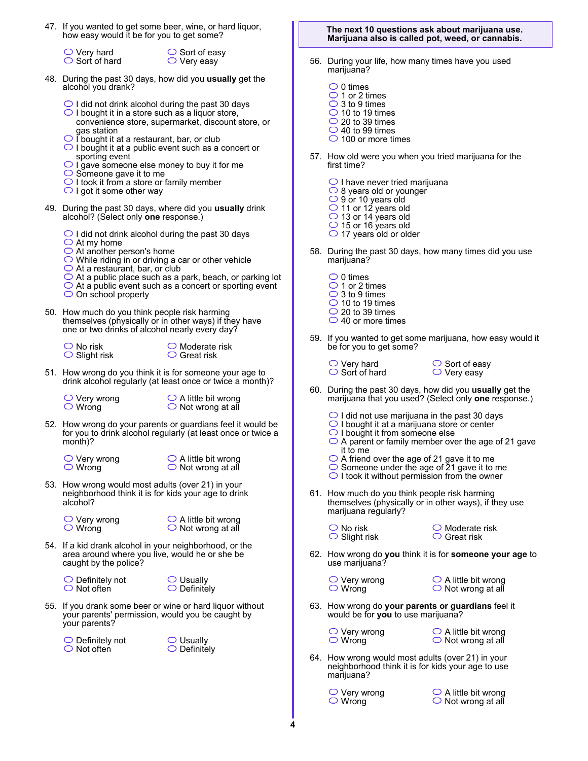47. If you wanted to get some beer, wine, or hard liquor, how easy would it be for you to get some?

- Very hard
- Sort of hard
- Sort of easy
- Very easy

48. During the past 30 days, how did you **usually** get the alcohol you drank?

- I did not drink alcohol during the past 30 days
- I bought it in a store such as a liquor store, convenience store, supermarket, discount store, or gas station
- I bought it at a restaurant, bar, or club
- I bought it at a public event such as a concert or sporting event
- I gave someone else money to buy it for me
- Someone gave it to me
- I took it from a store or family member
- I got it some other way

49. During the past 30 days, where did you **usually** drink alcohol? (Select only **one** response.)

- I did not drink alcohol during the past 30 days
- At my home
- At another person's home
- While riding in or driving a car or other vehicle
- At a restaurant, bar, or club
- At a public place such as a park, beach, or parking lot
- At a public event such as a concert or sporting event
- On school property

50. How much do you think people risk harming themselves (physically or in other ways) if they have one or two drinks of alcohol nearly every day?

- No risk
- Slight risk
- Moderate risk
- Great risk

51. How wrong do you think it is for someone your age to drink alcohol regularly (at least once or twice a month)?

- Very wrong
- Wrong
- A little bit wrong
- Not wrong at all

52. How wrong do your parents or guardians feel it would be for you to drink alcohol regularly (at least once or twice a month)?

- Very wrong
- Wrong
- A little bit wrong
- Not wrong at all

53. How wrong would most adults (over 21) in your neighborhood think it is for kids your age to drink alcohol?

- Very wrong
- Wrong
- A little bit wrong
- Not wrong at all

54. If a kid drank alcohol in your neighborhood, or the area around where you live, would he or she be caught by the police?

- Definitely not
- Not often
- Usually
- Definitely

55. If you drank some beer or wine or hard liquor without your parents' permission, would you be caught by your parents?

- Definitely not
- Not often
- Usually
- Definitely

**The next 10 questions ask about marijuana use. Marijuana also is called pot, weed, or cannabis.**

56. During your life, how many times have you used marijuana?

- 0 times
- 1 or 2 times
- 3 to 9 times
- 10 to 19 times
- 20 to 39 times
- 40 to 99 times
- 100 or more times

57. How old were you when you tried marijuana for the first time?

- I have never tried marijuana
- 8 years old or younger
- 9 or 10 years old
- 11 or 12 years old
- 13 or 14 years old
- 15 or 16 years old
- 17 years old or older

58. During the past 30 days, how many times did you use marijuana?

- 0 times
- 1 or 2 times
- 3 to 9 times
- 10 to 19 times
- 20 to 39 times
- 40 or more times

59. If you wanted to get some marijuana, how easy would it be for you to get some?

- Very hard
- Sort of hard
- Sort of easy
- Very easy

60. During the past 30 days, how did you **usually** get the marijuana that you used? (Select only **one** response.)

- I did not use marijuana in the past 30 days
- I bought it at a marijuana store or center
- I bought it from someone else
- A parent or family member over the age of 21 gave it to me
- A friend over the age of 21 gave it to me
- Someone under the age of 21 gave it to me
- I took it without permission from the owner

61. How much do you think people risk harming themselves (physically or in other ways), if they use marijuana regularly?

- No risk
- Slight risk
- Moderate risk
- Great risk

62. How wrong do **you** think it is for **someone your age** to use marijuana?

- Very wrong
- Wrong
- A little bit wrong
- Not wrong at all

63. How wrong do **your parents or guardians** feel it would be for **you** to use marijuana?

- Very wrong
- Wrong
- A little bit wrong
- Not wrong at all

64. How wrong would most adults (over 21) in your neighborhood think it is for kids your age to use marijuana?

- Very wrong
- Wrong
- A little bit wrong
- Not wrong at all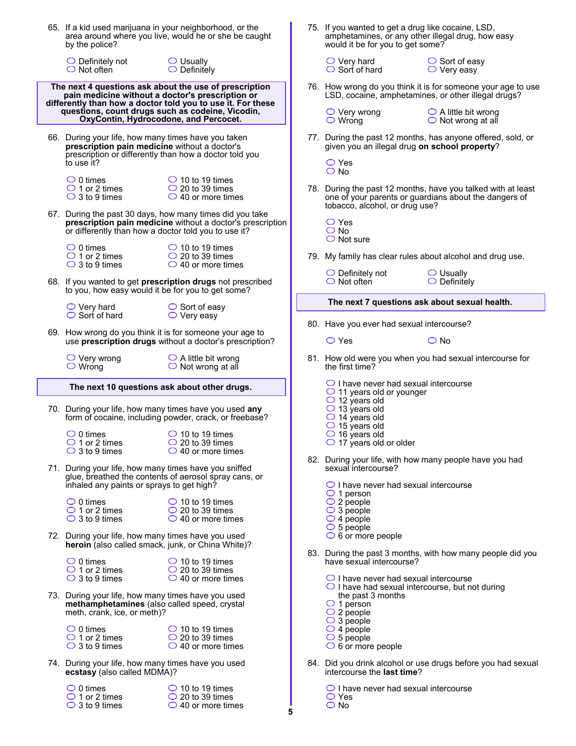65. If a kid used marijuana in your neighborhood, or the area around where you live, would he or she be caught by the police?

- Definitely not
- Not often
- Usually
- Definitely

**The next 4 questions ask about the use of prescription pain medicine without a doctor's prescription or differently than how a doctor told you to use it. For these questions, count drugs such as codeine, Vicodin, OxyContin, Hydrocodone, and Percocet.**

66. During your life, how many times have you taken **prescription pain medicine** without a doctor's prescription or differently than how a doctor told you to use it?

- 0 times
- 1 or 2 times
- 3 to 9 times
- 10 to 19 times
- 20 to 39 times
- 40 or more times

67. During the past 30 days, how many times did you take **prescription pain medicine** without a doctor's prescription or differently than how a doctor told you to use it?

- 0 times
- 1 or 2 times
- 3 to 9 times
- 10 to 19 times
- 20 to 39 times
- 40 or more times

68. If you wanted to get **prescription drugs** not prescribed to you, how easy would it be for you to get some?

- Very hard
- Sort of hard
- Sort of easy
- Very easy

69. How wrong do you think it is for someone your age to use **prescription drugs** without a doctor's prescription?

- Very wrong
- Wrong
- A little bit wrong
- Not wrong at all

**The next 10 questions ask about other drugs.**

70. During your life, how many times have you used **any** form of cocaine, including powder, crack, or freebase?

- 0 times
- 1 or 2 times
- 3 to 9 times
- 10 to 19 times
- 20 to 39 times
- 40 or more times

71. During your life, how many times have you sniffed glue, breathed the contents of aerosol spray cans, or inhaled any paints or sprays to get high?

- 0 times
- 1 or 2 times
- 3 to 9 times
- 10 to 19 times
- 20 to 39 times
- 40 or more times

72. During your life, how many times have you used **heroin** (also called smack, junk, or China White)?

- 0 times
- 1 or 2 times
- 3 to 9 times
- 10 to 19 times
- 20 to 39 times
- 40 or more times

73. During your life, how many times have you used **methamphetamines** (also called speed, crystal meth, crank, ice, or meth)?

- 0 times
- 1 or 2 times
- 3 to 9 times
- 10 to 19 times
- 20 to 39 times
- 40 or more times

74. During your life, how many times have you used **ecstasy** (also called MDMA)?

- 0 times
- 1 or 2 times
- 3 to 9 times
- 10 to 19 times
- 20 to 39 times
- 40 or more times

75. If you wanted to get a drug like cocaine, LSD, amphetamines, or any other illegal drug, how easy would it be for you to get some?

- Very hard
- Sort of hard
- Sort of easy
- Very easy

76. How wrong do you think it is for someone your age to use LSD, cocaine, amphetamines, or other illegal drugs?

- Very wrong
- Wrong
- A little bit wrong
- Not wrong at all

77. During the past 12 months, has anyone offered, sold, or given you an illegal drug **on school property**?

- Yes
- No

78. During the past 12 months, have you talked with at least one of your parents or guardians about the dangers of tobacco, alcohol, or drug use?

- Yes
- No
- Not sure

79. My family has clear rules about alcohol and drug use.

- Definitely not
- Not often
- Usually
- Definitely

**The next 7 questions ask about sexual health.**

80. Have you ever had sexual intercourse?

- Yes
- No

81. How old were you when you had sexual intercourse for the first time?

- I have never had sexual intercourse
- 11 years old or younger
- 12 years old
- 13 years old
- 14 years old
- 15 years old
- 16 years old
- 17 years old or older

82. During your life, with how many people have you had sexual intercourse?

- I have never had sexual intercourse
- 1 person
- 2 people
- 3 people
- 4 people
- 5 people
- 6 or more people

83. During the past 3 months, with how many people did you have sexual intercourse?

- I have never had sexual intercourse
- I have had sexual intercourse, but not during the past 3 months
- 1 person
- 2 people
- 3 people
- 4 people
- 5 people
- 6 or more people

84. Did you drink alcohol or use drugs before you had sexual intercourse the **last time**?

- I have never had sexual intercourse
- Yes
- No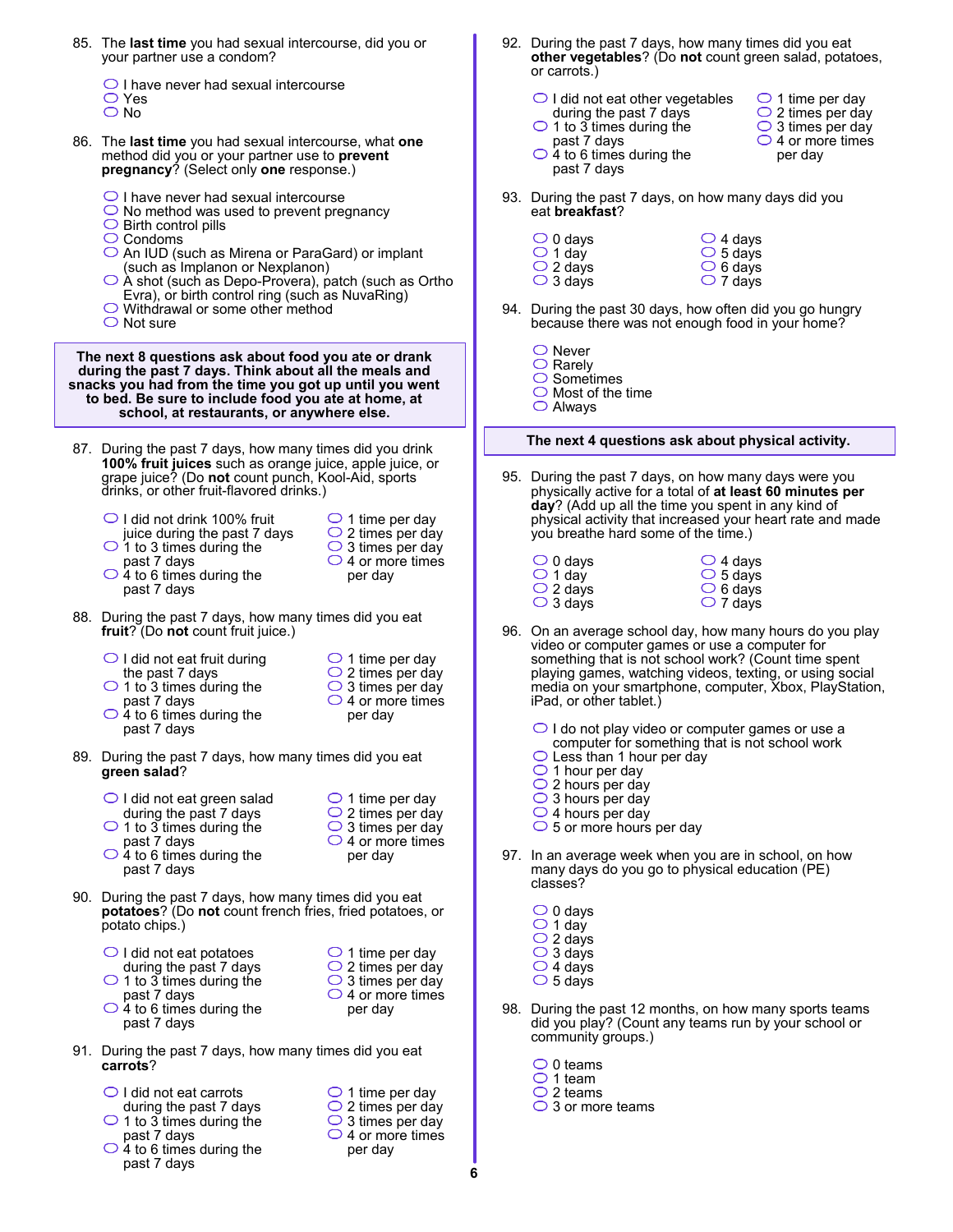85. The **last time** you had sexual intercourse, did you or your partner use a condom?

- ○ I have never had sexual intercourse
- ○ Yes
- ○ No

86. The **last time** you had sexual intercourse, what **one** method did you or your partner use to **prevent pregnancy**? (Select only **one** response.)

- ○ I have never had sexual intercourse
- ○ No method was used to prevent pregnancy
- ○ Birth control pills
- ○ Condoms
- ○ An IUD (such as Mirena or ParaGard) or implant (such as Implanon or Nexplanon)
- ○ A shot (such as Depo-Provera), patch (such as Ortho Evra), or birth control ring (such as NuvaRing)
- ○ Withdrawal or some other method
- ○ Not sure

**The next 8 questions ask about food you ate or drank during the past 7 days. Think about all the meals and snacks you had from the time you got up until you went to bed. Be sure to include food you ate at home, at school, at restaurants, or anywhere else.**

87. During the past 7 days, how many times did you drink **100% fruit juices** such as orange juice, apple juice, or grape juice? (Do **not** count punch, Kool-Aid, sports drinks, or other fruit-flavored drinks.)

- ○ I did not drink 100% fruit juice during the past 7 days
- ○ 1 to 3 times during the past 7 days
- ○ 4 to 6 times during the past 7 days
- ○ 1 time per day
- ○ 2 times per day
- ○ 3 times per day
- ○ 4 or more times per day

88. During the past 7 days, how many times did you eat **fruit**? (Do **not** count fruit juice.)

- ○ I did not eat fruit during the past 7 days
- ○ 1 to 3 times during the past 7 days
- ○ 4 to 6 times during the past 7 days
- ○ 1 time per day
- ○ 2 times per day
- ○ 3 times per day
- ○ 4 or more times per day

89. During the past 7 days, how many times did you eat **green salad**?

- ○ I did not eat green salad during the past 7 days
- ○ 1 to 3 times during the past 7 days
- ○ 4 to 6 times during the past 7 days
- ○ 1 time per day
- ○ 2 times per day
- ○ 3 times per day
- ○ 4 or more times per day

90. During the past 7 days, how many times did you eat **potatoes**? (Do **not** count french fries, fried potatoes, or potato chips.)

- ○ I did not eat potatoes during the past 7 days
- ○ 1 to 3 times during the past 7 days
- ○ 4 to 6 times during the past 7 days
- ○ 1 time per day
- ○ 2 times per day
- ○ 3 times per day
- ○ 4 or more times per day

91. During the past 7 days, how many times did you eat **carrots**?

- ○ I did not eat carrots during the past 7 days
- ○ 1 to 3 times during the past 7 days
- ○ 4 to 6 times during the past 7 days
- ○ 1 time per day
- ○ 2 times per day
- ○ 3 times per day
- ○ 4 or more times per day

92. During the past 7 days, how many times did you eat **other vegetables**? (Do **not** count green salad, potatoes, or carrots.)

- ○ I did not eat other vegetables during the past 7 days
- ○ 1 to 3 times during the past 7 days
- ○ 4 to 6 times during the past 7 days
- ○ 1 time per day
- ○ 2 times per day
- ○ 3 times per day
- ○ 4 or more times per day

93. During the past 7 days, on how many days did you eat **breakfast**?

- ○ 0 days
- ○ 1 day
- ○ 2 days
- ○ 3 days
- ○ 4 days
- ○ 5 days
- ○ 6 days
- ○ 7 days

94. During the past 30 days, how often did you go hungry because there was not enough food in your home?

- ○ Never
- ○ Rarely
- ○ Sometimes
- ○ Most of the time
- ○ Always

**The next 4 questions ask about physical activity.**

95. During the past 7 days, on how many days were you physically active for a total of **at least 60 minutes per day**? (Add up all the time you spent in any kind of physical activity that increased your heart rate and made you breathe hard some of the time.)

- ○ 0 days
- ○ 1 day
- ○ 2 days
- ○ 3 days
- ○ 4 days
- ○ 5 days
- ○ 6 days
- ○ 7 days

96. On an average school day, how many hours do you play video or computer games or use a computer for something that is not school work? (Count time spent playing games, watching videos, texting, or using social media on your smartphone, computer, Xbox, PlayStation, iPad, or other tablet.)

- ○ I do not play video or computer games or use a computer for something that is not school work
- ○ Less than 1 hour per day
- ○ 1 hour per day
- ○ 2 hours per day
- ○ 3 hours per day
- ○ 4 hours per day
- ○ 5 or more hours per day

97. In an average week when you are in school, on how many days do you go to physical education (PE) classes?

- ○ 0 days
- ○ 1 day
- ○ 2 days
- ○ 3 days
- ○ 4 days
- ○ 5 days

98. During the past 12 months, on how many sports teams did you play? (Count any teams run by your school or community groups.)

- ○ 0 teams
- ○ 1 team
- ○ 2 teams
- ○ 3 or more teams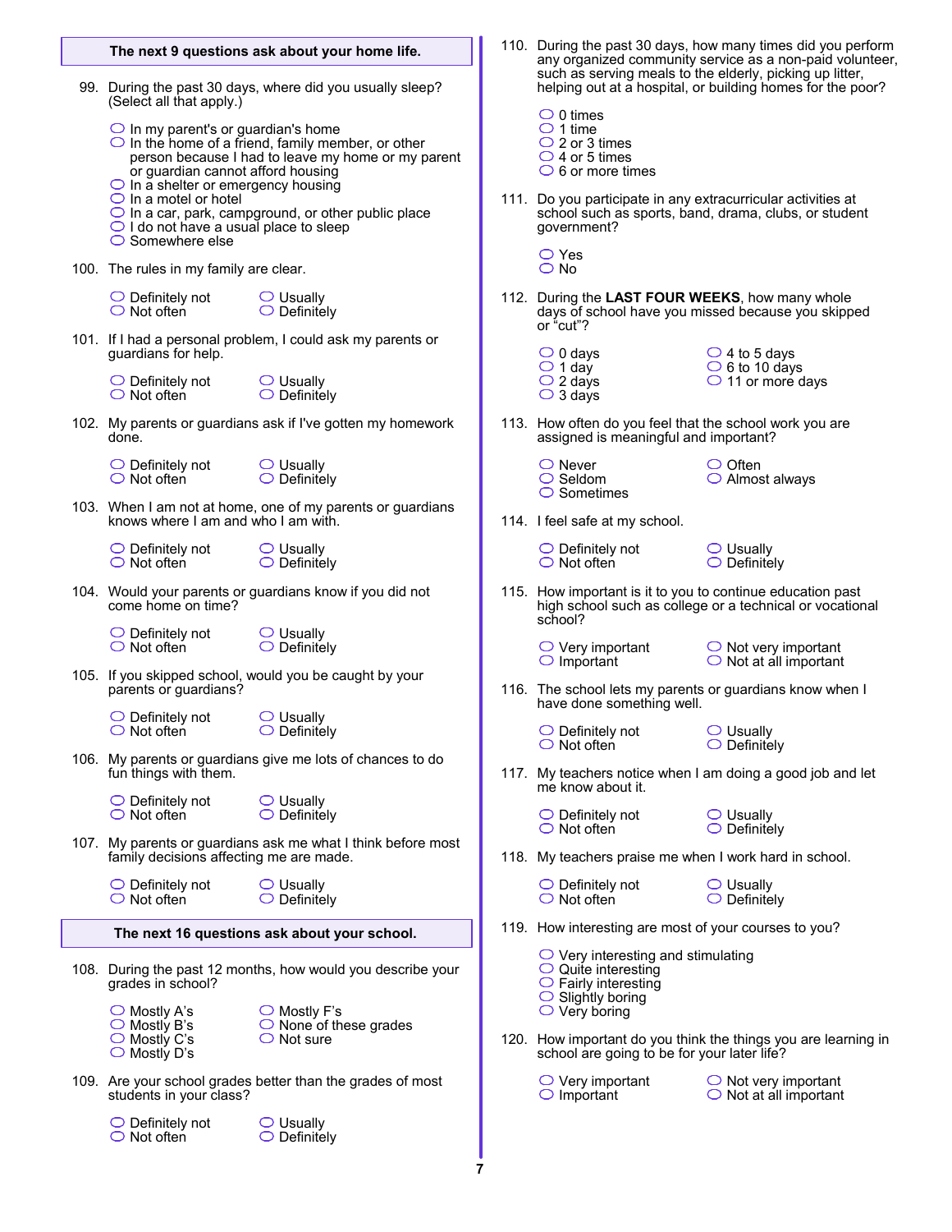**The next 9 questions ask about your home life.**

99. During the past 30 days, where did you usually sleep? (Select all that apply.)

- In my parent's or guardian's home
- In the home of a friend, family member, or other person because I had to leave my home or my parent or guardian cannot afford housing
- In a shelter or emergency housing
- In a motel or hotel
- In a car, park, campground, or other public place
- I do not have a usual place to sleep
- Somewhere else

100. The rules in my family are clear.

- Definitely not
- Not often
- Usually
- Definitely

101. If I had a personal problem, I could ask my parents or guardians for help.

- Definitely not
- Not often
- Usually
- Definitely

102. My parents or guardians ask if I've gotten my homework done.

- Definitely not
- Not often
- Usually
- Definitely

103. When I am not at home, one of my parents or guardians knows where I am and who I am with.

- Definitely not
- Not often
- Usually
- Definitely

104. Would your parents or guardians know if you did not come home on time?

- Definitely not
- Not often
- Usually
- Definitely

105. If you skipped school, would you be caught by your parents or guardians?

- Definitely not
- Not often
- Usually
- Definitely

106. My parents or guardians give me lots of chances to do fun things with them.

- Definitely not
- Not often
- Usually
- Definitely

107. My parents or guardians ask me what I think before most family decisions affecting me are made.

- Definitely not
- Not often
- Usually
- Definitely

**The next 16 questions ask about your school.**

108. During the past 12 months, how would you describe your grades in school?

- Mostly A's
- Mostly B's
- Mostly C's
- Mostly D's
- Mostly F's
- None of these grades
- Not sure

109. Are your school grades better than the grades of most students in your class?

- Definitely not
- Not often
- Usually
- Definitely

110. During the past 30 days, how many times did you perform any organized community service as a non-paid volunteer, such as serving meals to the elderly, picking up litter, helping out at a hospital, or building homes for the poor?

- 0 times
- 1 time
- 2 or 3 times
- 4 or 5 times
- 6 or more times

111. Do you participate in any extracurricular activities at school such as sports, band, drama, clubs, or student government?

- Yes
- No

112. During the **LAST FOUR WEEKS**, how many whole days of school have you missed because you skipped or "cut"?

- 0 days
- 1 day
- 2 days
- 3 days
- 4 to 5 days
- 6 to 10 days
- 11 or more days

113. How often do you feel that the school work you are assigned is meaningful and important?

- Never
- Seldom
- Sometimes
- Often
- Almost always

114. I feel safe at my school.

- Definitely not
- Not often
- Usually
- Definitely

115. How important is it to you to continue education past high school such as college or a technical or vocational school?

- Very important
- Important
- Not very important
- Not at all important

116. The school lets my parents or guardians know when I have done something well.

- Definitely not
- Not often
- Usually
- Definitely

117. My teachers notice when I am doing a good job and let me know about it.

- Definitely not
- Not often
- Usually
- Definitely

118. My teachers praise me when I work hard in school.

- Definitely not
- Not often
- Usually
- Definitely

119. How interesting are most of your courses to you?

- Very interesting and stimulating
- Quite interesting
- Fairly interesting
- Slightly boring
- Very boring

120. How important do you think the things you are learning in school are going to be for your later life?

- Very important
- Important
- Not very important
- Not at all important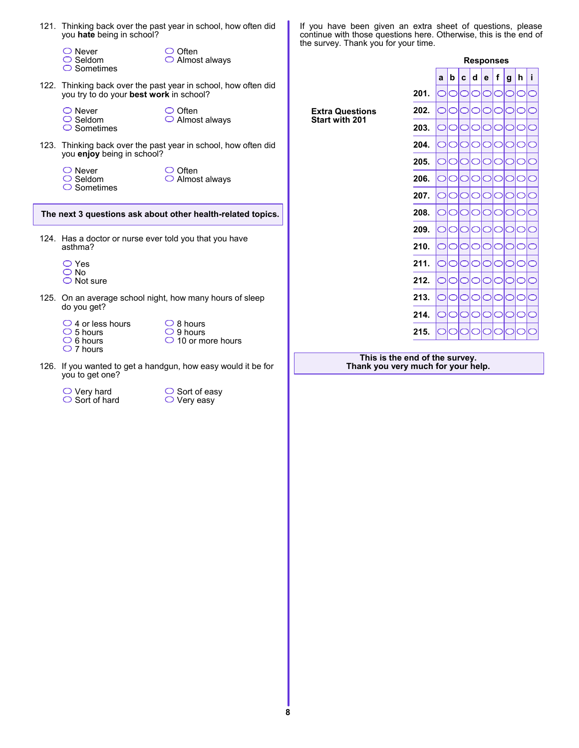121. Thinking back over the past year in school, how often did you **hate** being in school?

- ○ Never
- ○ Seldom
- ○ Sometimes
- ○ Often
- ○ Almost always

122. Thinking back over the past year in school, how often did you try to do your **best work** in school?

- ○ Never
- ○ Seldom
- ○ Sometimes
- ○ Often
- ○ Almost always

123. Thinking back over the past year in school, how often did you **enjoy** being in school?

- ○ Never
- ○ Seldom
- ○ Sometimes
- ○ Often
- ○ Almost always

**The next 3 questions ask about other health-related topics.**

124. Has a doctor or nurse ever told you that you have asthma?

- ○ Yes
- ○ No
- ○ Not sure

125. On an average school night, how many hours of sleep do you get?

- ○ 4 or less hours
- ○ 5 hours
- ○ 6 hours
- ○ 7 hours
- ○ 8 hours
- ○ 9 hours
- ○ 10 or more hours

126. If you wanted to get a handgun, how easy would it be for you to get one?

- ○ Very hard
- ○ Sort of hard
- ○ Sort of easy
- ○ Very easy

If you have been given an extra sheet of questions, please continue with those questions here. Otherwise, this is the end of the survey. Thank you for your time.

**Extra Questions Start with 201**

**Responses**

| | a | b | c | d | e | f | g | h | i |
|---|---|---|---|---|---|---|---|---|---|
| **201.** | ○ | ○ | ○ | ○ | ○ | ○ | ○ | ○ | ○ |
| **202.** | ○ | ○ | ○ | ○ | ○ | ○ | ○ | ○ | ○ |
| **203.** | ○ | ○ | ○ | ○ | ○ | ○ | ○ | ○ | ○ |
| **204.** | ○ | ○ | ○ | ○ | ○ | ○ | ○ | ○ | ○ |
| **205.** | ○ | ○ | ○ | ○ | ○ | ○ | ○ | ○ | ○ |
| **206.** | ○ | ○ | ○ | ○ | ○ | ○ | ○ | ○ | ○ |
| **207.** | ○ | ○ | ○ | ○ | ○ | ○ | ○ | ○ | ○ |
| **208.** | ○ | ○ | ○ | ○ | ○ | ○ | ○ | ○ | ○ |
| **209.** | ○ | ○ | ○ | ○ | ○ | ○ | ○ | ○ | ○ |
| **210.** | ○ | ○ | ○ | ○ | ○ | ○ | ○ | ○ | ○ |
| **211.** | ○ | ○ | ○ | ○ | ○ | ○ | ○ | ○ | ○ |
| **212.** | ○ | ○ | ○ | ○ | ○ | ○ | ○ | ○ | ○ |
| **213.** | ○ | ○ | ○ | ○ | ○ | ○ | ○ | ○ | ○ |
| **214.** | ○ | ○ | ○ | ○ | ○ | ○ | ○ | ○ | ○ |
| **215.** | ○ | ○ | ○ | ○ | ○ | ○ | ○ | ○ | ○ |

**This is the end of the survey.**
**Thank you very much for your help.**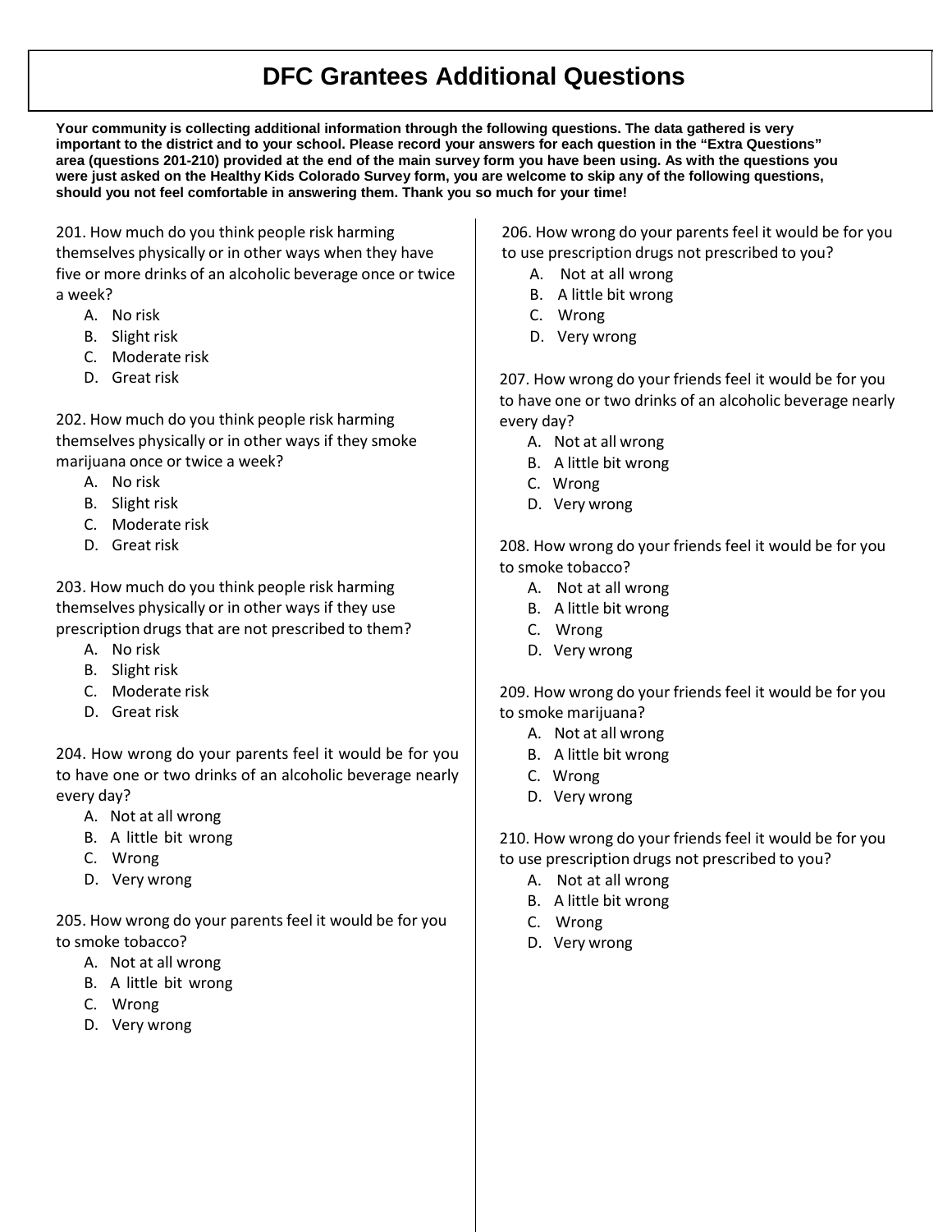# DFC Grantees Additional Questions

**Your community is collecting additional information through the following questions. The data gathered is very important to the district and to your school. Please record your answers for each question in the "Extra Questions" area (questions 201-210) provided at the end of the main survey form you have been using. As with the questions you were just asked on the Healthy Kids Colorado Survey form, you are welcome to skip any of the following questions, should you not feel comfortable in answering them. Thank you so much for your time!**

201. How much do you think people risk harming themselves physically or in other ways when they have five or more drinks of an alcoholic beverage once or twice a week?

   A. No risk
   B. Slight risk
   C. Moderate risk
   D. Great risk

202. How much do you think people risk harming themselves physically or in other ways if they smoke marijuana once or twice a week?

   A. No risk
   B. Slight risk
   C. Moderate risk
   D. Great risk

203. How much do you think people risk harming themselves physically or in other ways if they use prescription drugs that are not prescribed to them?

   A. No risk
   B. Slight risk
   C. Moderate risk
   D. Great risk

204. How wrong do your parents feel it would be for you to have one or two drinks of an alcoholic beverage nearly every day?

   A. Not at all wrong
   B. A little bit wrong
   C. Wrong
   D. Very wrong

205. How wrong do your parents feel it would be for you to smoke tobacco?

   A. Not at all wrong
   B. A little bit wrong
   C. Wrong
   D. Very wrong

206. How wrong do your parents feel it would be for you to use prescription drugs not prescribed to you?

   A. Not at all wrong
   B. A little bit wrong
   C. Wrong
   D. Very wrong

207. How wrong do your friends feel it would be for you to have one or two drinks of an alcoholic beverage nearly every day?

   A. Not at all wrong
   B. A little bit wrong
   C. Wrong
   D. Very wrong

208. How wrong do your friends feel it would be for you to smoke tobacco?

   A. Not at all wrong
   B. A little bit wrong
   C. Wrong
   D. Very wrong

209. How wrong do your friends feel it would be for you to smoke marijuana?

   A. Not at all wrong
   B. A little bit wrong
   C. Wrong
   D. Very wrong

210. How wrong do your friends feel it would be for you to use prescription drugs not prescribed to you?

   A. Not at all wrong
   B. A little bit wrong
   C. Wrong
   D. Very wrong